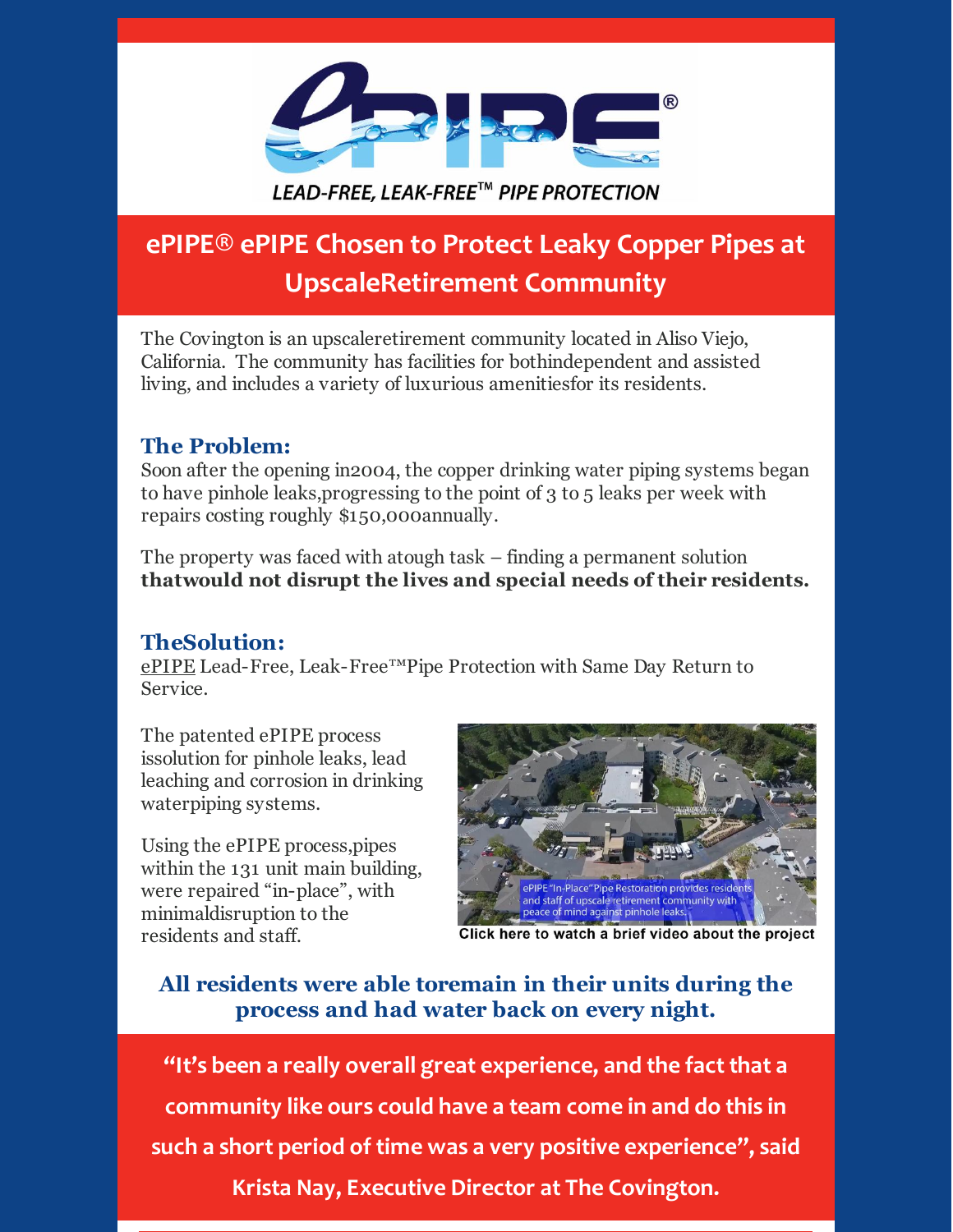LEAD-FREE, LEAK-FREE™ PIPE PROTECTION

# ePIPE® ePIPE Chosen to Protect Leaky Copper Pipes at UpscaleRetirement Community

The Covington is an upscaleretirement community located in Aliso Viejo, California.  The community has facilities for bothindependent and assisted living, and includes a variety of luxurious amenitiesfor its residents.

## The Problem:

Soon after the opening in2004, the copper drinking water piping systems began to have pinhole leaks,progressing to the point of 3 to 5 leaks per week with repairs costing roughly $150,000annually.

The property was faced with atough task – finding a permanent solution **thatwould not disrupt the lives and special needs of their residents.**

## TheSolution:

ePIPE Lead-Free, Leak-Free™Pipe Protection with Same Day Return to Service.

The patented ePIPE process issolution for pinhole leaks, lead leaching and corrosion in drinking waterpiping systems.

Using the ePIPE process,pipes within the 131 unit main building, were repaired "in-place", with minimaldisruption to the residents and staff.

ePIPE "In-Place" Pipe Restoration provides residents and staff of upscale retirement community with peace of mind against pinhole leaks.

Click here to watch a brief video about the project

**All residents were able toremain in their units during the process and had water back on every night.**

**"It's been a really overall great experience, and the fact that a community like ours could have a team come in and do this in such a short period of time was a very positive experience", said Krista Nay, Executive Director at The Covington.**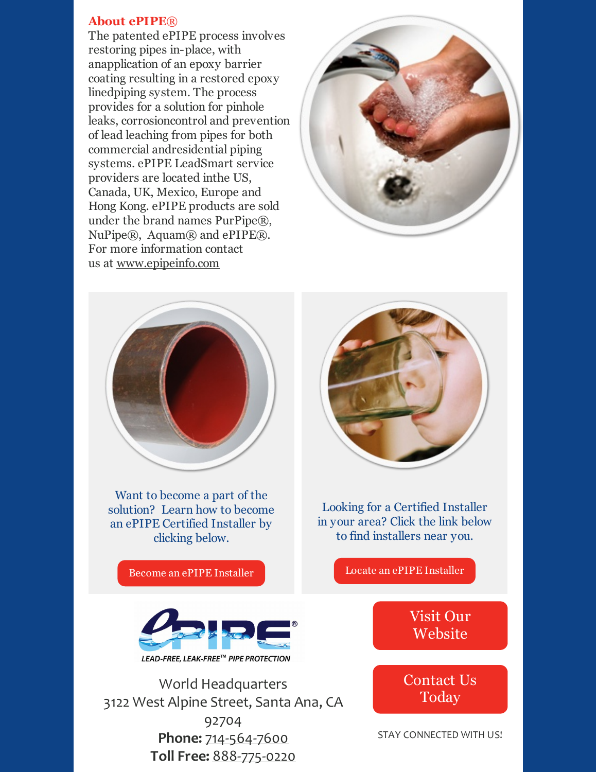## About ePIPE®

The patented ePIPE process involves restoring pipes in-place, with anapplication of an epoxy barrier coating resulting in a restored epoxy linedpiping system. The process provides for a solution for pinhole leaks, corrosioncontrol and prevention of lead leaching from pipes for both commercial andresidential piping systems. ePIPE LeadSmart service providers are located inthe US, Canada, UK, Mexico, Europe and Hong Kong. ePIPE products are sold under the brand names PurPipe®, NuPipe®, Aquam® and ePIPE®. For more information contact us at www.epipeinfo.com

Want to become a part of the solution? Learn how to become an ePIPE Certified Installer by clicking below.

Become an ePIPE Installer

Looking for a Certified Installer in your area? Click the link below to find installers near you.

Locate an ePIPE Installer

ePIPE®

LEAD-FREE, LEAK-FREE™ PIPE PROTECTION

World Headquarters
3122 West Alpine Street, Santa Ana, CA 92704
**Phone:** 714-564-7600
**Toll Free:** 888-775-0220

Visit Our Website

Contact Us Today

STAY CONNECTED WITH US!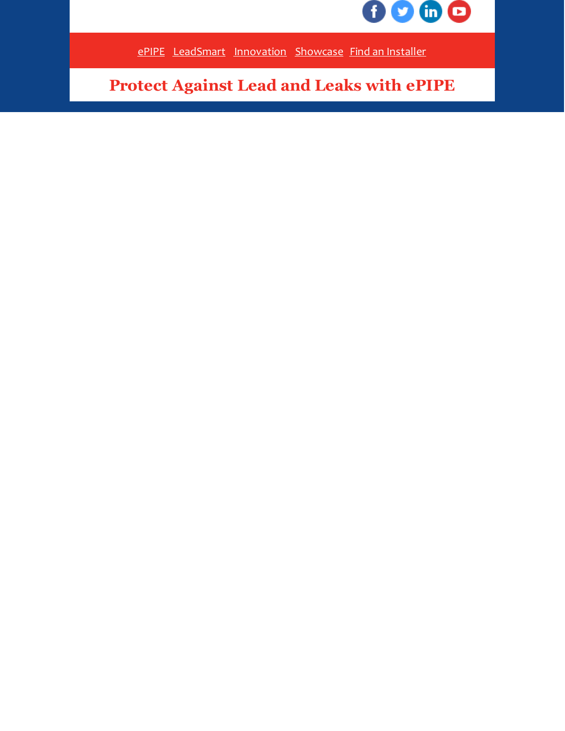ePIPE LeadSmart Innovation Showcase Find an Installer

# Protect Against Lead and Leaks with ePIPE